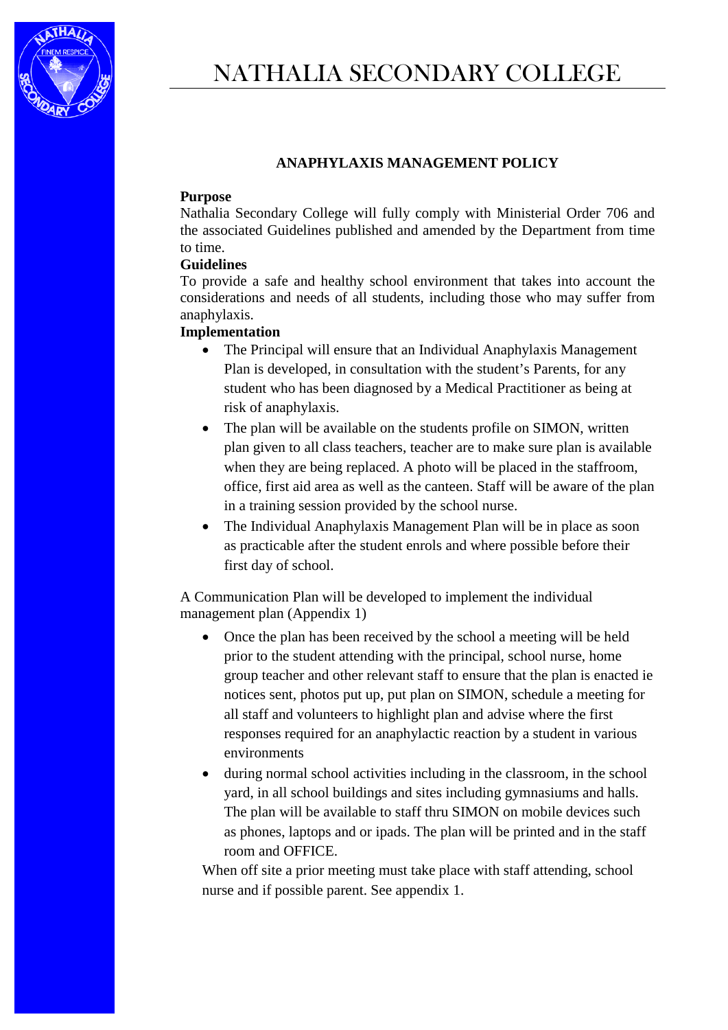# NATHALIA SECONDARY COLLEGE

## ANAPHYLAXIS MANAGEMENT POLICY

**Purpose**

Nathalia Secondary College will fully comply with Ministerial Order 706 and the associated Guidelines published and amended by the Department from time to time.

**Guidelines**

To provide a safe and healthy school environment that takes into account the considerations and needs of all students, including those who may suffer from anaphylaxis.

**Implementation**

- The Principal will ensure that an Individual Anaphylaxis Management Plan is developed, in consultation with the student's Parents, for any student who has been diagnosed by a Medical Practitioner as being at risk of anaphylaxis.
- The plan will be available on the students profile on SIMON, written plan given to all class teachers, teacher are to make sure plan is available when they are being replaced. A photo will be placed in the staffroom, office, first aid area as well as the canteen. Staff will be aware of the plan in a training session provided by the school nurse.
- The Individual Anaphylaxis Management Plan will be in place as soon as practicable after the student enrols and where possible before their first day of school.

A Communication Plan will be developed to implement the individual management plan (Appendix 1)

- Once the plan has been received by the school a meeting will be held prior to the student attending with the principal, school nurse, home group teacher and other relevant staff to ensure that the plan is enacted ie notices sent, photos put up, put plan on SIMON, schedule a meeting for all staff and volunteers to highlight plan and advise where the first responses required for an anaphylactic reaction by a student in various environments
- during normal school activities including in the classroom, in the school yard, in all school buildings and sites including gymnasiums and halls. The plan will be available to staff thru SIMON on mobile devices such as phones, laptops and or ipads. The plan will be printed and in the staff room and OFFICE.

When off site a prior meeting must take place with staff attending, school nurse and if possible parent. See appendix 1.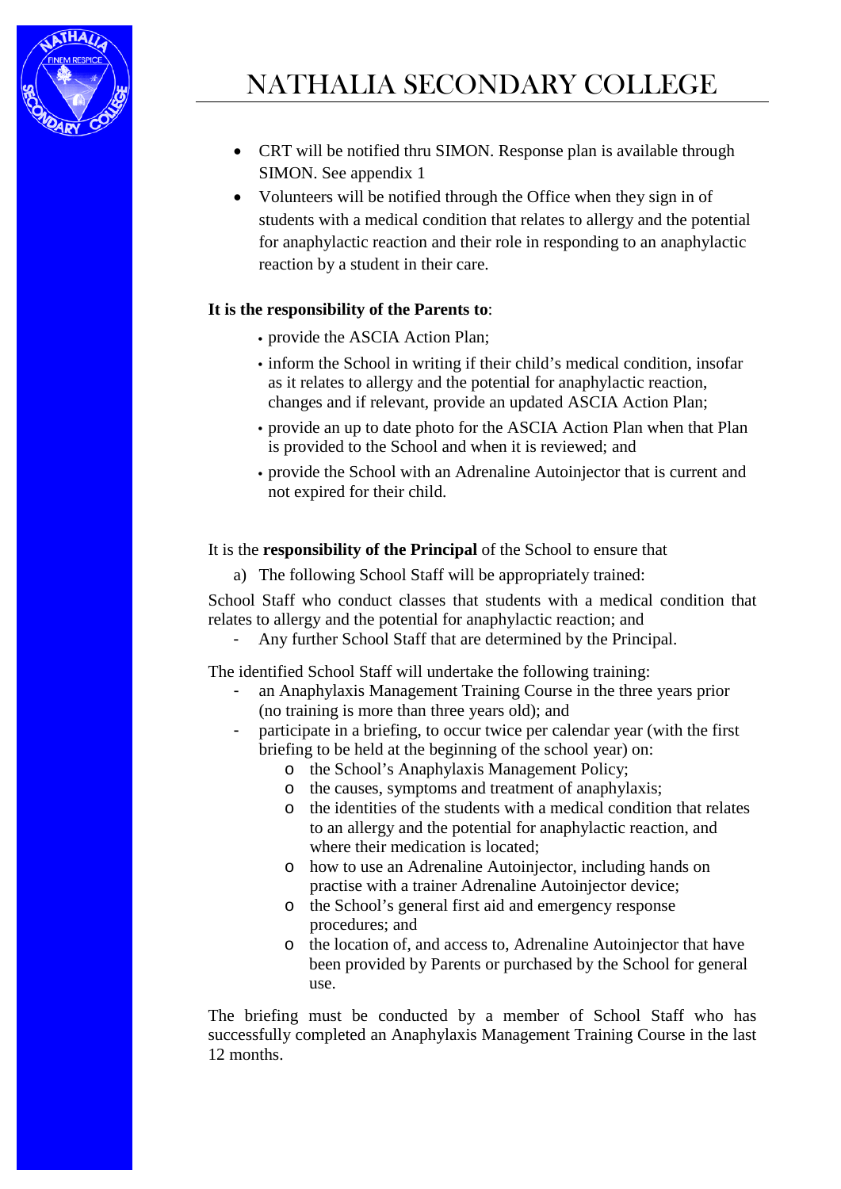- CRT will be notified thru SIMON. Response plan is available through SIMON. See appendix 1
- Volunteers will be notified through the Office when they sign in of students with a medical condition that relates to allergy and the potential for anaphylactic reaction and their role in responding to an anaphylactic reaction by a student in their care.

**It is the responsibility of the Parents to**:

- provide the ASCIA Action Plan;
- inform the School in writing if their child's medical condition, insofar as it relates to allergy and the potential for anaphylactic reaction, changes and if relevant, provide an updated ASCIA Action Plan;
- provide an up to date photo for the ASCIA Action Plan when that Plan is provided to the School and when it is reviewed; and
- provide the School with an Adrenaline Autoinjector that is current and not expired for their child.

It is the **responsibility of the Principal** of the School to ensure that

a) The following School Staff will be appropriately trained:

School Staff who conduct classes that students with a medical condition that relates to allergy and the potential for anaphylactic reaction; and

- Any further School Staff that are determined by the Principal.

The identified School Staff will undertake the following training:

- an Anaphylaxis Management Training Course in the three years prior (no training is more than three years old); and
- participate in a briefing, to occur twice per calendar year (with the first briefing to be held at the beginning of the school year) on:
  - the School's Anaphylaxis Management Policy;
  - the causes, symptoms and treatment of anaphylaxis;
  - the identities of the students with a medical condition that relates to an allergy and the potential for anaphylactic reaction, and where their medication is located;
  - how to use an Adrenaline Autoinjector, including hands on practise with a trainer Adrenaline Autoinjector device;
  - the School's general first aid and emergency response procedures; and
  - the location of, and access to, Adrenaline Autoinjector that have been provided by Parents or purchased by the School for general use.

The briefing must be conducted by a member of School Staff who has successfully completed an Anaphylaxis Management Training Course in the last 12 months.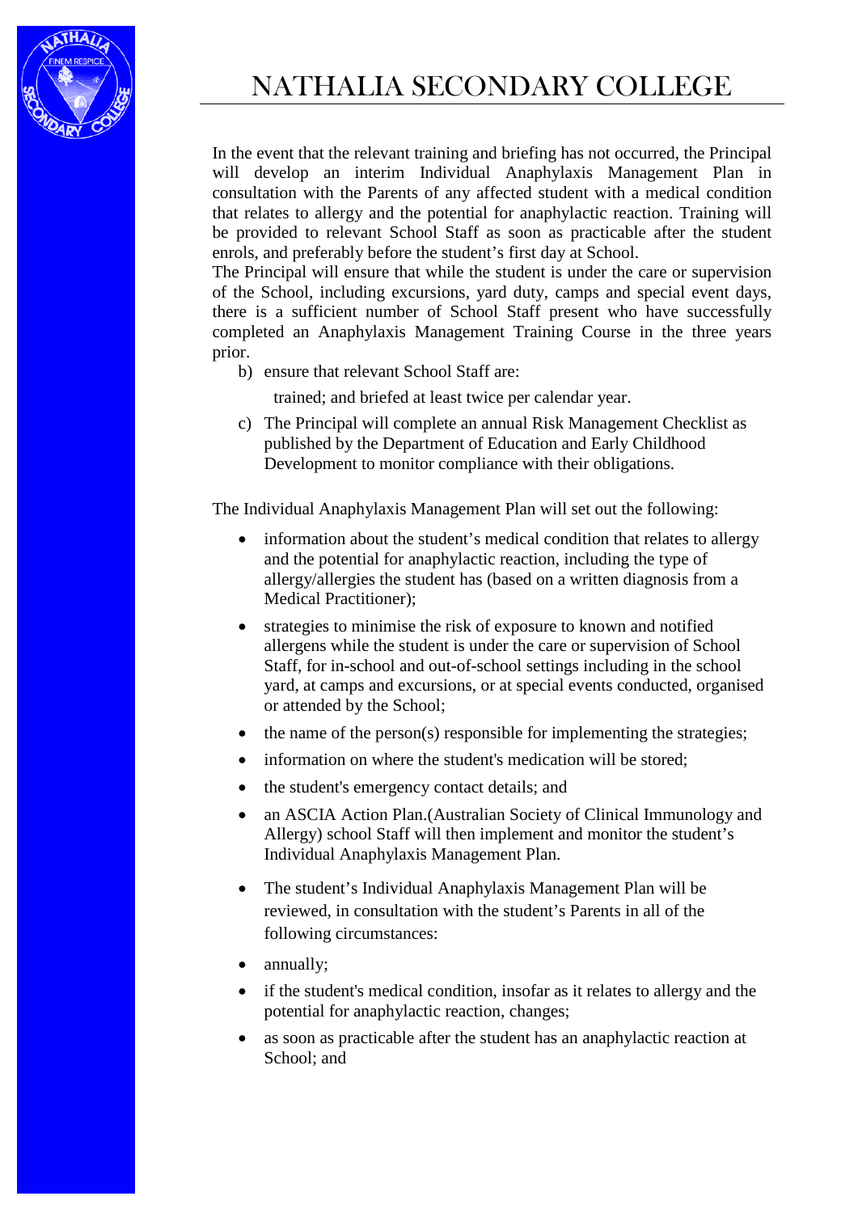# NATHALIA SECONDARY COLLEGE

In the event that the relevant training and briefing has not occurred, the Principal will develop an interim Individual Anaphylaxis Management Plan in consultation with the Parents of any affected student with a medical condition that relates to allergy and the potential for anaphylactic reaction. Training will be provided to relevant School Staff as soon as practicable after the student enrols, and preferably before the student's first day at School.
The Principal will ensure that while the student is under the care or supervision of the School, including excursions, yard duty, camps and special event days, there is a sufficient number of School Staff present who have successfully completed an Anaphylaxis Management Training Course in the three years prior.

b) ensure that relevant School Staff are:

   trained; and briefed at least twice per calendar year.

c) The Principal will complete an annual Risk Management Checklist as published by the Department of Education and Early Childhood Development to monitor compliance with their obligations.

The Individual Anaphylaxis Management Plan will set out the following:

- information about the student's medical condition that relates to allergy and the potential for anaphylactic reaction, including the type of allergy/allergies the student has (based on a written diagnosis from a Medical Practitioner);
- strategies to minimise the risk of exposure to known and notified allergens while the student is under the care or supervision of School Staff, for in-school and out-of-school settings including in the school yard, at camps and excursions, or at special events conducted, organised or attended by the School;
- the name of the person(s) responsible for implementing the strategies;
- information on where the student's medication will be stored;
- the student's emergency contact details; and
- an ASCIA Action Plan.(Australian Society of Clinical Immunology and Allergy) school Staff will then implement and monitor the student's Individual Anaphylaxis Management Plan.
- The student's Individual Anaphylaxis Management Plan will be reviewed, in consultation with the student's Parents in all of the following circumstances:
- annually;
- if the student's medical condition, insofar as it relates to allergy and the potential for anaphylactic reaction, changes;
- as soon as practicable after the student has an anaphylactic reaction at School; and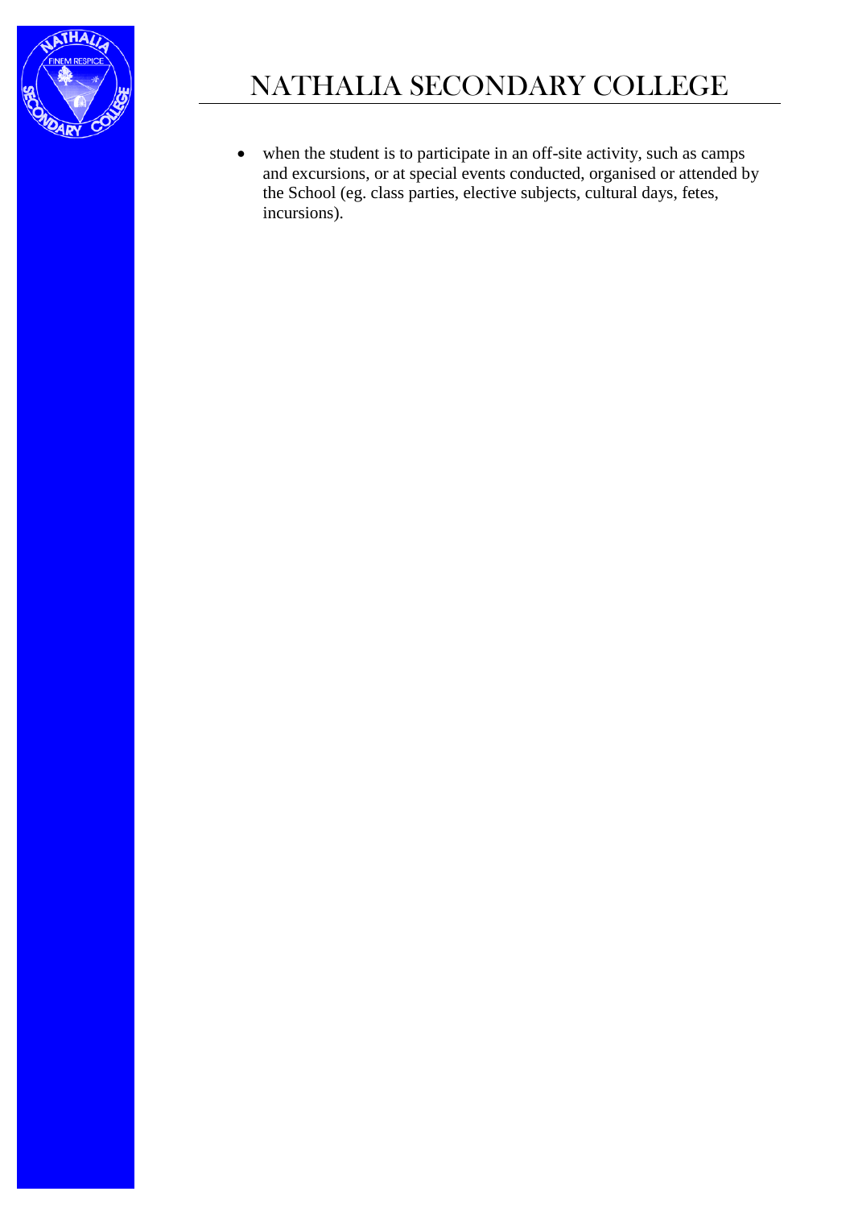- when the student is to participate in an off-site activity, such as camps and excursions, or at special events conducted, organised or attended by the School (eg. class parties, elective subjects, cultural days, fetes, incursions).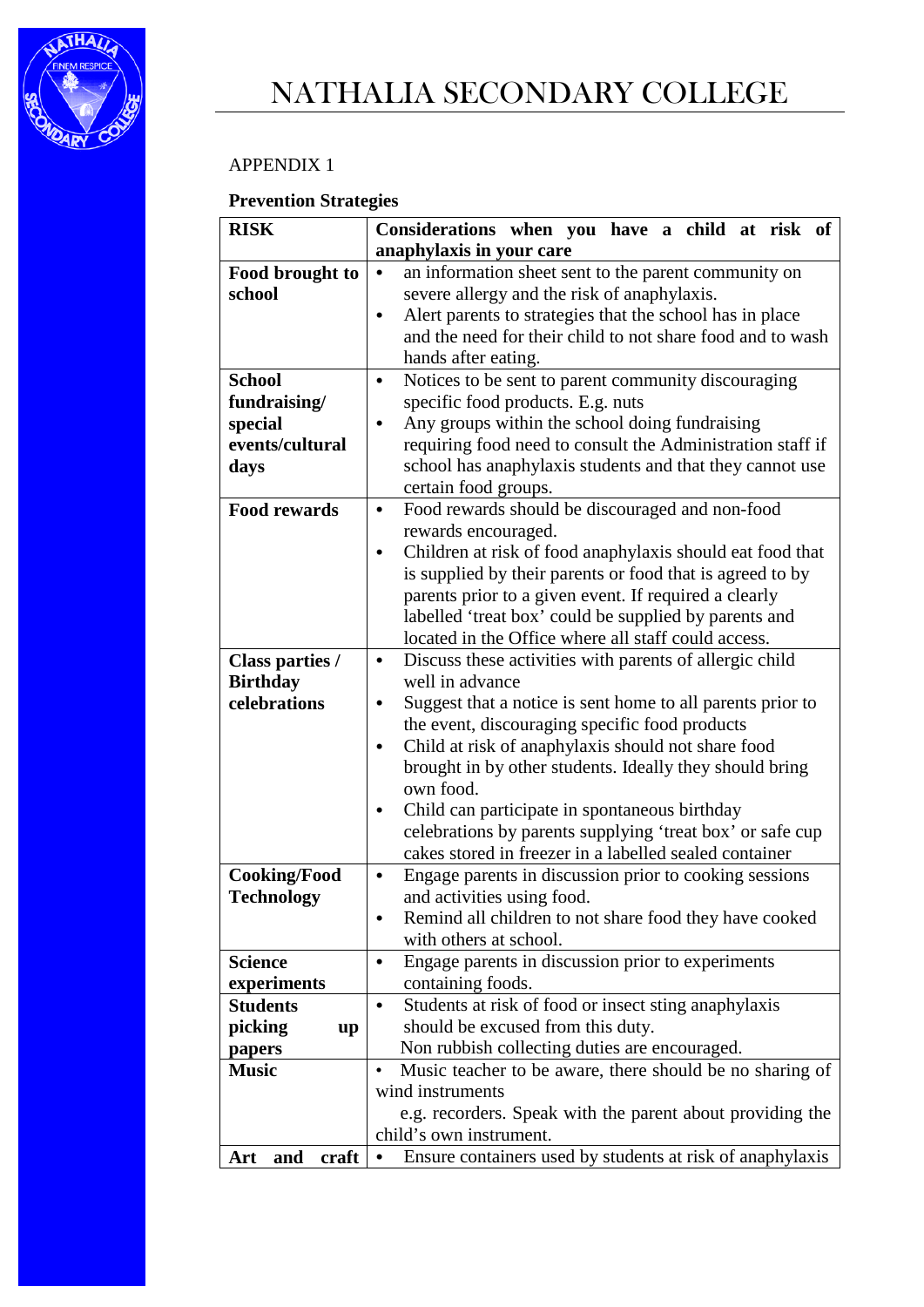# NATHALIA SECONDARY COLLEGE

APPENDIX 1

**Prevention Strategies**

| **RISK** | **Considerations when you have a child at risk of anaphylaxis in your care** |
|---|---|
| **Food brought to school** | • an information sheet sent to the parent community on severe allergy and the risk of anaphylaxis.<br>• Alert parents to strategies that the school has in place and the need for their child to not share food and to wash hands after eating. |
| **School fundraising/ special events/cultural days** | • Notices to be sent to parent community discouraging specific food products. E.g. nuts<br>• Any groups within the school doing fundraising requiring food need to consult the Administration staff if school has anaphylaxis students and that they cannot use certain food groups. |
| **Food rewards** | • Food rewards should be discouraged and non-food rewards encouraged.<br>• Children at risk of food anaphylaxis should eat food that is supplied by their parents or food that is agreed to by parents prior to a given event. If required a clearly labelled 'treat box' could be supplied by parents and located in the Office where all staff could access. |
| **Class parties / Birthday celebrations** | • Discuss these activities with parents of allergic child well in advance<br>• Suggest that a notice is sent home to all parents prior to the event, discouraging specific food products<br>• Child at risk of anaphylaxis should not share food brought in by other students. Ideally they should bring own food.<br>• Child can participate in spontaneous birthday celebrations by parents supplying 'treat box' or safe cup cakes stored in freezer in a labelled sealed container |
| **Cooking/Food Technology** | • Engage parents in discussion prior to cooking sessions and activities using food.<br>• Remind all children to not share food they have cooked with others at school. |
| **Science experiments** | • Engage parents in discussion prior to experiments containing foods. |
| **Students picking up papers** | • Students at risk of food or insect sting anaphylaxis should be excused from this duty.<br>Non rubbish collecting duties are encouraged. |
| **Music** | • Music teacher to be aware, there should be no sharing of wind instruments<br>e.g. recorders. Speak with the parent about providing the child's own instrument. |
| **Art and craft** | • Ensure containers used by students at risk of anaphylaxis |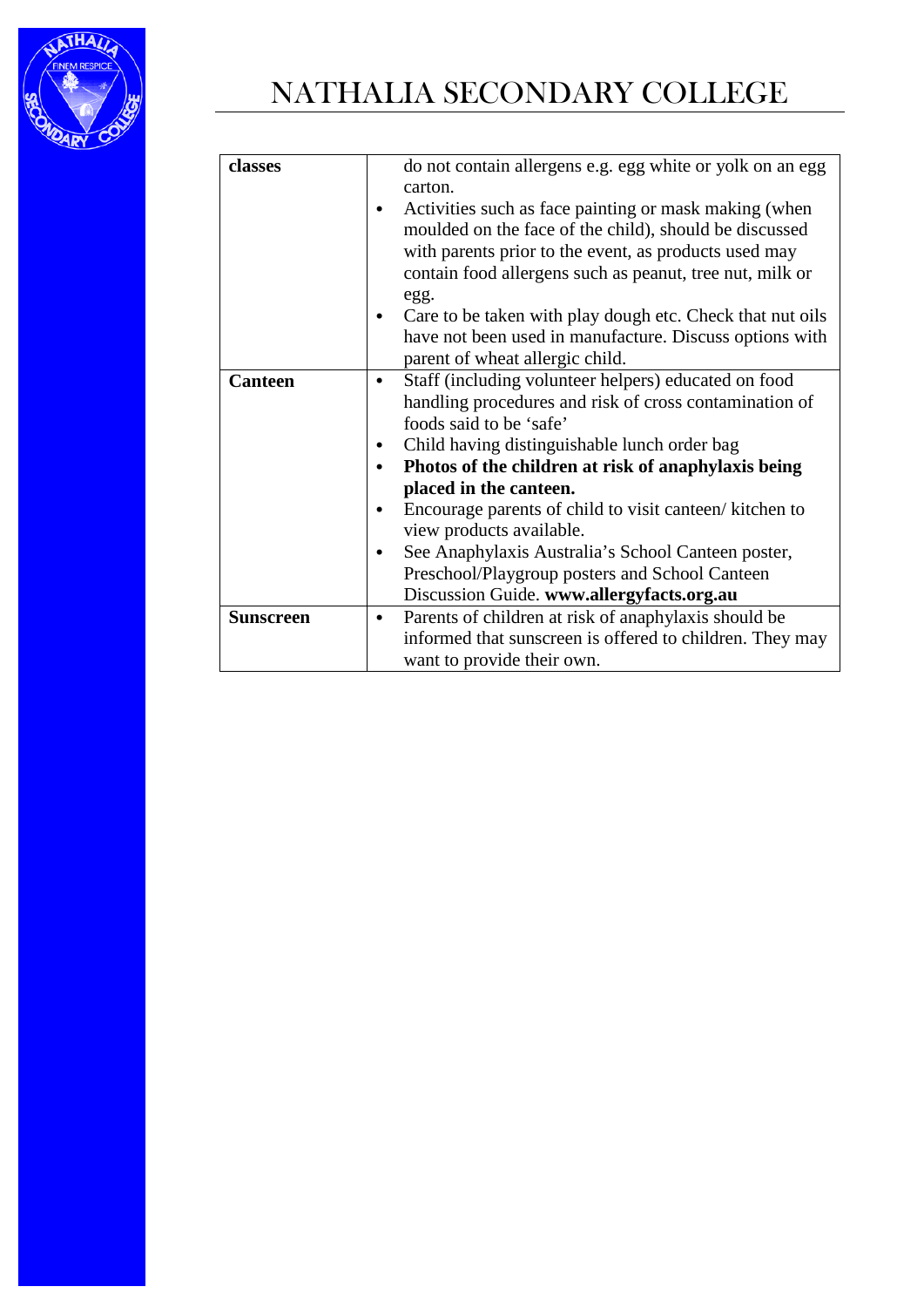| | |
|---|---|
| **classes** | do not contain allergens e.g. egg white or yolk on an egg carton.<br>• Activities such as face painting or mask making (when moulded on the face of the child), should be discussed with parents prior to the event, as products used may contain food allergens such as peanut, tree nut, milk or egg.<br>• Care to be taken with play dough etc. Check that nut oils have not been used in manufacture. Discuss options with parent of wheat allergic child. |
| **Canteen** | • Staff (including volunteer helpers) educated on food handling procedures and risk of cross contamination of foods said to be 'safe'<br>• Child having distinguishable lunch order bag<br>• **Photos of the children at risk of anaphylaxis being placed in the canteen.**<br>• Encourage parents of child to visit canteen/ kitchen to view products available.<br>• See Anaphylaxis Australia's School Canteen poster, Preschool/Playgroup posters and School Canteen Discussion Guide. **www.allergyfacts.org.au** |
| **Sunscreen** | • Parents of children at risk of anaphylaxis should be informed that sunscreen is offered to children. They may want to provide their own. |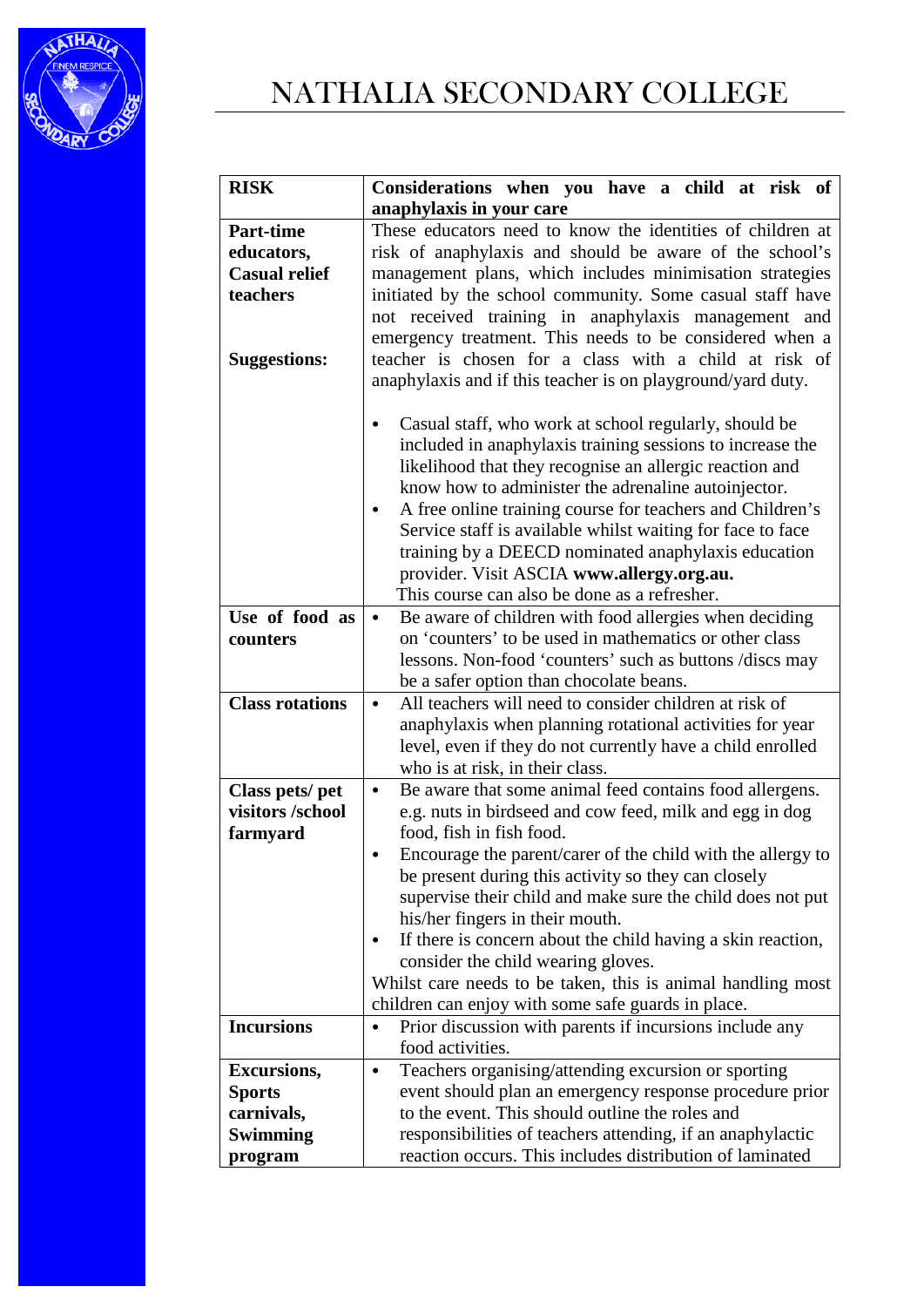# NATHALIA SECONDARY COLLEGE

| RISK | Considerations when you have a child at risk of anaphylaxis in your care |
|---|---|
| **Part-time educators, Casual relief teachers**<br><br>**Suggestions:** | These educators need to know the identities of children at risk of anaphylaxis and should be aware of the school's management plans, which includes minimisation strategies initiated by the school community. Some casual staff have not received training in anaphylaxis management and emergency treatment. This needs to be considered when a teacher is chosen for a class with a child at risk of anaphylaxis and if this teacher is on playground/yard duty.<br><br>• Casual staff, who work at school regularly, should be included in anaphylaxis training sessions to increase the likelihood that they recognise an allergic reaction and know how to administer the adrenaline autoinjector.<br>• A free online training course for teachers and Children's Service staff is available whilst waiting for face to face training by a DEECD nominated anaphylaxis education provider. Visit ASCIA **www.allergy.org.au.**<br>This course can also be done as a refresher. |
| **Use of food as counters** | • Be aware of children with food allergies when deciding on 'counters' to be used in mathematics or other class lessons. Non-food 'counters' such as buttons /discs may be a safer option than chocolate beans. |
| **Class rotations** | • All teachers will need to consider children at risk of anaphylaxis when planning rotational activities for year level, even if they do not currently have a child enrolled who is at risk, in their class. |
| **Class pets/ pet visitors /school farmyard** | • Be aware that some animal feed contains food allergens. e.g. nuts in birdseed and cow feed, milk and egg in dog food, fish in fish food.<br>• Encourage the parent/carer of the child with the allergy to be present during this activity so they can closely supervise their child and make sure the child does not put his/her fingers in their mouth.<br>• If there is concern about the child having a skin reaction, consider the child wearing gloves.<br>Whilst care needs to be taken, this is animal handling most children can enjoy with some safe guards in place. |
| **Incursions** | • Prior discussion with parents if incursions include any food activities. |
| **Excursions, Sports carnivals, Swimming program** | • Teachers organising/attending excursion or sporting event should plan an emergency response procedure prior to the event. This should outline the roles and responsibilities of teachers attending, if an anaphylactic reaction occurs. This includes distribution of laminated |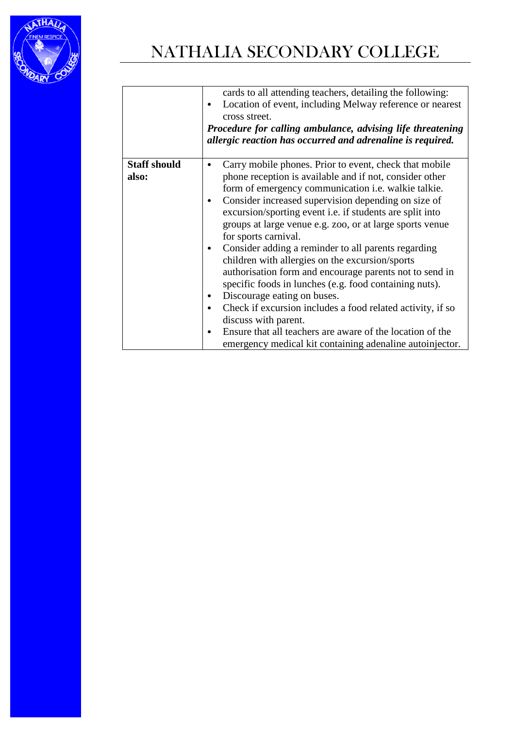| | |
|---|---|
| | cards to all attending teachers, detailing the following:<br>• Location of event, including Melway reference or nearest cross street.<br>***Procedure for calling ambulance, advising life threatening allergic reaction has occurred and adrenaline is required.*** |
| **Staff should also:** | • Carry mobile phones. Prior to event, check that mobile phone reception is available and if not, consider other form of emergency communication i.e. walkie talkie.<br>• Consider increased supervision depending on size of excursion/sporting event i.e. if students are split into groups at large venue e.g. zoo, or at large sports venue for sports carnival.<br>• Consider adding a reminder to all parents regarding children with allergies on the excursion/sports authorisation form and encourage parents not to send in specific foods in lunches (e.g. food containing nuts).<br>• Discourage eating on buses.<br>• Check if excursion includes a food related activity, if so discuss with parent.<br>• Ensure that all teachers are aware of the location of the emergency medical kit containing adenaline autoinjector. |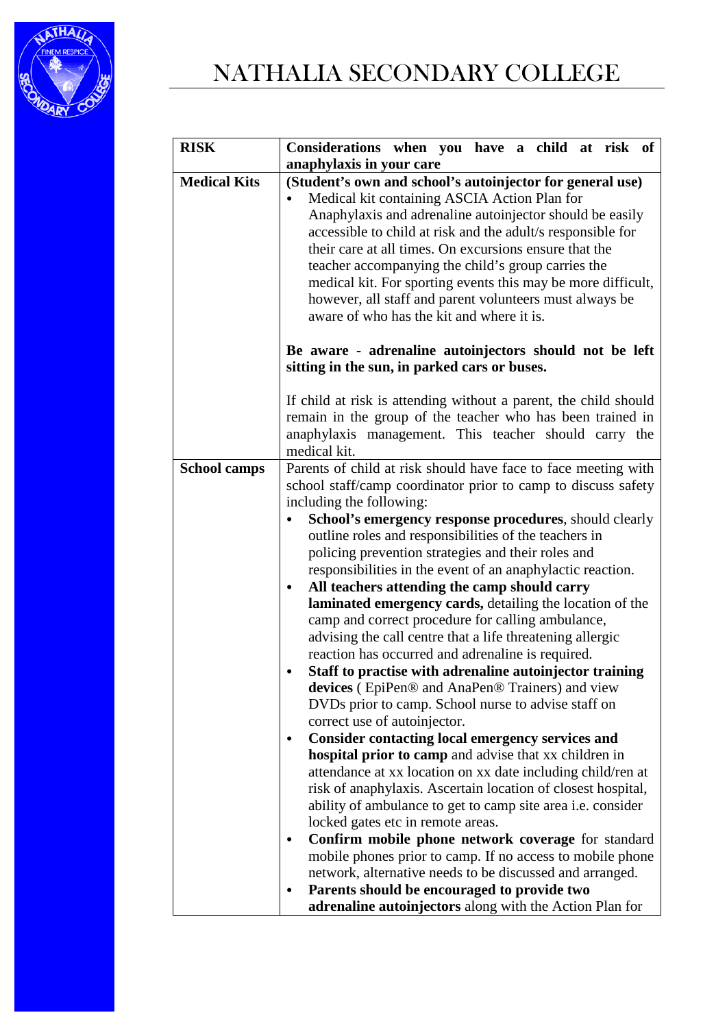# NATHALIA SECONDARY COLLEGE

| RISK | Considerations when you have a child at risk of anaphylaxis in your care |
|---|---|
| **Medical Kits** | **(Student's own and school's autoinjector for general use)**<br>• Medical kit containing ASCIA Action Plan for Anaphylaxis and adrenaline autoinjector should be easily accessible to child at risk and the adult/s responsible for their care at all times. On excursions ensure that the teacher accompanying the child's group carries the medical kit. For sporting events this may be more difficult, however, all staff and parent volunteers must always be aware of who has the kit and where it is.<br><br>**Be aware - adrenaline autoinjectors should not be left sitting in the sun, in parked cars or buses.**<br><br>If child at risk is attending without a parent, the child should remain in the group of the teacher who has been trained in anaphylaxis management. This teacher should carry the medical kit. |
| **School camps** | Parents of child at risk should have face to face meeting with school staff/camp coordinator prior to camp to discuss safety including the following:<br>• **School's emergency response procedures**, should clearly outline roles and responsibilities of the teachers in policing prevention strategies and their roles and responsibilities in the event of an anaphylactic reaction.<br>• **All teachers attending the camp should carry laminated emergency cards,** detailing the location of the camp and correct procedure for calling ambulance, advising the call centre that a life threatening allergic reaction has occurred and adrenaline is required.<br>• **Staff to practise with adrenaline autoinjector training devices** ( EpiPen® and AnaPen® Trainers) and view DVDs prior to camp. School nurse to advise staff on correct use of autoinjector.<br>• **Consider contacting local emergency services and hospital prior to camp** and advise that xx children in attendance at xx location on xx date including child/ren at risk of anaphylaxis. Ascertain location of closest hospital, ability of ambulance to get to camp site area i.e. consider locked gates etc in remote areas.<br>• **Confirm mobile phone network coverage** for standard mobile phones prior to camp. If no access to mobile phone network, alternative needs to be discussed and arranged.<br>• **Parents should be encouraged to provide two adrenaline autoinjectors** along with the Action Plan for |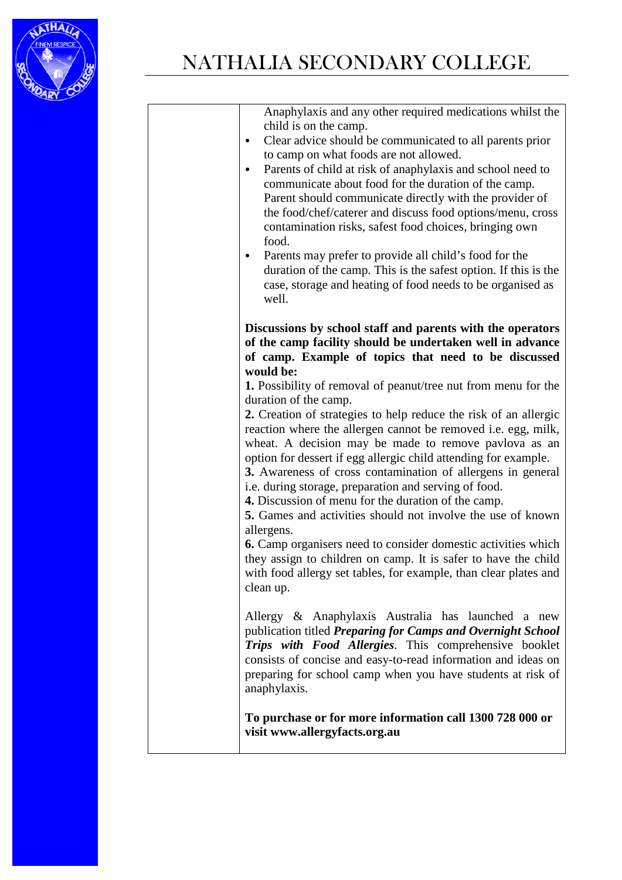| | |
|---|---|
| | Anaphylaxis and any other required medications whilst the child is on the camp.<br>• Clear advice should be communicated to all parents prior to camp on what foods are not allowed.<br>• Parents of child at risk of anaphylaxis and school need to communicate about food for the duration of the camp. Parent should communicate directly with the provider of the food/chef/caterer and discuss food options/menu, cross contamination risks, safest food choices, bringing own food.<br>• Parents may prefer to provide all child's food for the duration of the camp. This is the safest option. If this is the case, storage and heating of food needs to be organised as well.<br><br>**Discussions by school staff and parents with the operators of the camp facility should be undertaken well in advance of camp. Example of topics that need to be discussed would be:**<br>**1.** Possibility of removal of peanut/tree nut from menu for the duration of the camp.<br>**2.** Creation of strategies to help reduce the risk of an allergic reaction where the allergen cannot be removed i.e. egg, milk, wheat. A decision may be made to remove pavlova as an option for dessert if egg allergic child attending for example.<br>**3.** Awareness of cross contamination of allergens in general i.e. during storage, preparation and serving of food.<br>**4.** Discussion of menu for the duration of the camp.<br>**5.** Games and activities should not involve the use of known allergens.<br>**6.** Camp organisers need to consider domestic activities which they assign to children on camp. It is safer to have the child with food allergy set tables, for example, than clear plates and clean up.<br><br>Allergy & Anaphylaxis Australia has launched a new publication titled ***Preparing for Camps and Overnight School Trips with Food Allergies***. This comprehensive booklet consists of concise and easy-to-read information and ideas on preparing for school camp when you have students at risk of anaphylaxis.<br><br>**To purchase or for more information call 1300 728 000 or visit www.allergyfacts.org.au** |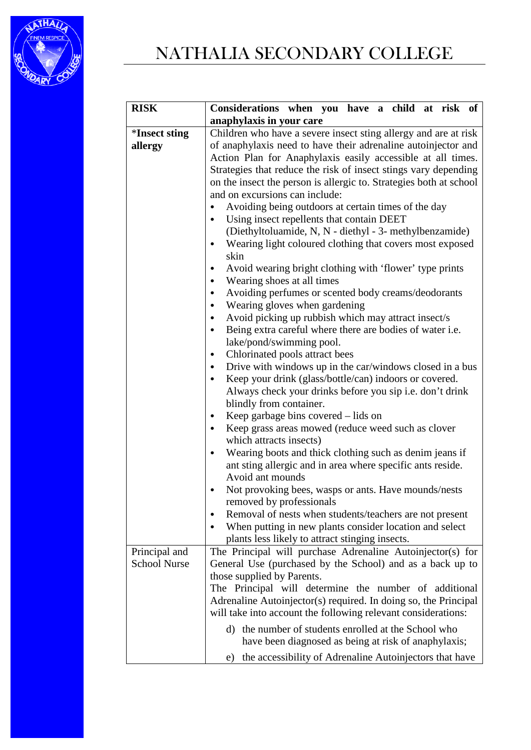# NATHALIA SECONDARY COLLEGE

| RISK | Considerations when you have a child at risk of anaphylaxis in your care |
|---|---|
| ***Insect sting allergy** | Children who have a severe insect sting allergy and are at risk of anaphylaxis need to have their adrenaline autoinjector and Action Plan for Anaphylaxis easily accessible at all times. Strategies that reduce the risk of insect stings vary depending on the insect the person is allergic to. Strategies both at school and on excursions can include:<br>• Avoiding being outdoors at certain times of the day<br>• Using insect repellents that contain DEET (Diethyltoluamide, N, N - diethyl - 3- methylbenzamide)<br>• Wearing light coloured clothing that covers most exposed skin<br>• Avoid wearing bright clothing with 'flower' type prints<br>• Wearing shoes at all times<br>• Avoiding perfumes or scented body creams/deodorants<br>• Wearing gloves when gardening<br>• Avoid picking up rubbish which may attract insect/s<br>• Being extra careful where there are bodies of water i.e. lake/pond/swimming pool.<br>• Chlorinated pools attract bees<br>• Drive with windows up in the car/windows closed in a bus<br>• Keep your drink (glass/bottle/can) indoors or covered. Always check your drinks before you sip i.e. don't drink blindly from container.<br>• Keep garbage bins covered – lids on<br>• Keep grass areas mowed (reduce weed such as clover which attracts insects)<br>• Wearing boots and thick clothing such as denim jeans if ant sting allergic and in area where specific ants reside. Avoid ant mounds<br>• Not provoking bees, wasps or ants. Have mounds/nests removed by professionals<br>• Removal of nests when students/teachers are not present<br>• When putting in new plants consider location and select plants less likely to attract stinging insects. |
| Principal and School Nurse | The Principal will purchase Adrenaline Autoinjector(s) for General Use (purchased by the School) and as a back up to those supplied by Parents.<br>The Principal will determine the number of additional Adrenaline Autoinjector(s) required. In doing so, the Principal will take into account the following relevant considerations:<br>d) the number of students enrolled at the School who have been diagnosed as being at risk of anaphylaxis;<br>e) the accessibility of Adrenaline Autoinjectors that have |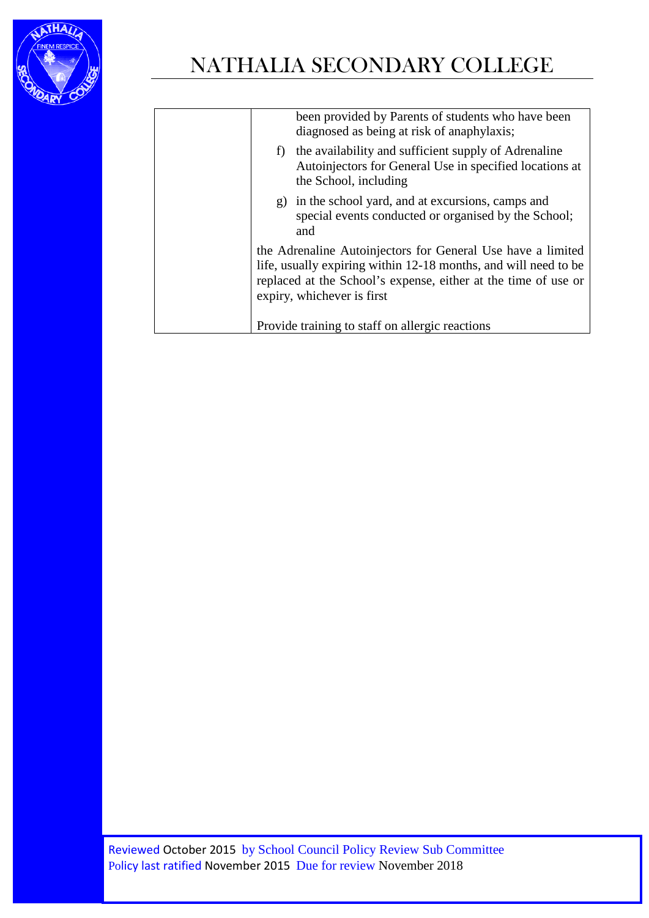| | |
|---|---|
| | been provided by Parents of students who have been diagnosed as being at risk of anaphylaxis;<br>f) the availability and sufficient supply of Adrenaline Autoinjectors for General Use in specified locations at the School, including<br>g) in the school yard, and at excursions, camps and special events conducted or organised by the School; and<br><br>the Adrenaline Autoinjectors for General Use have a limited life, usually expiring within 12-18 months, and will need to be replaced at the School's expense, either at the time of use or expiry, whichever is first<br><br>Provide training to staff on allergic reactions |

Reviewed October 2015 by School Council Policy Review Sub Committee
Policy last ratified November 2015 Due for review November 2018